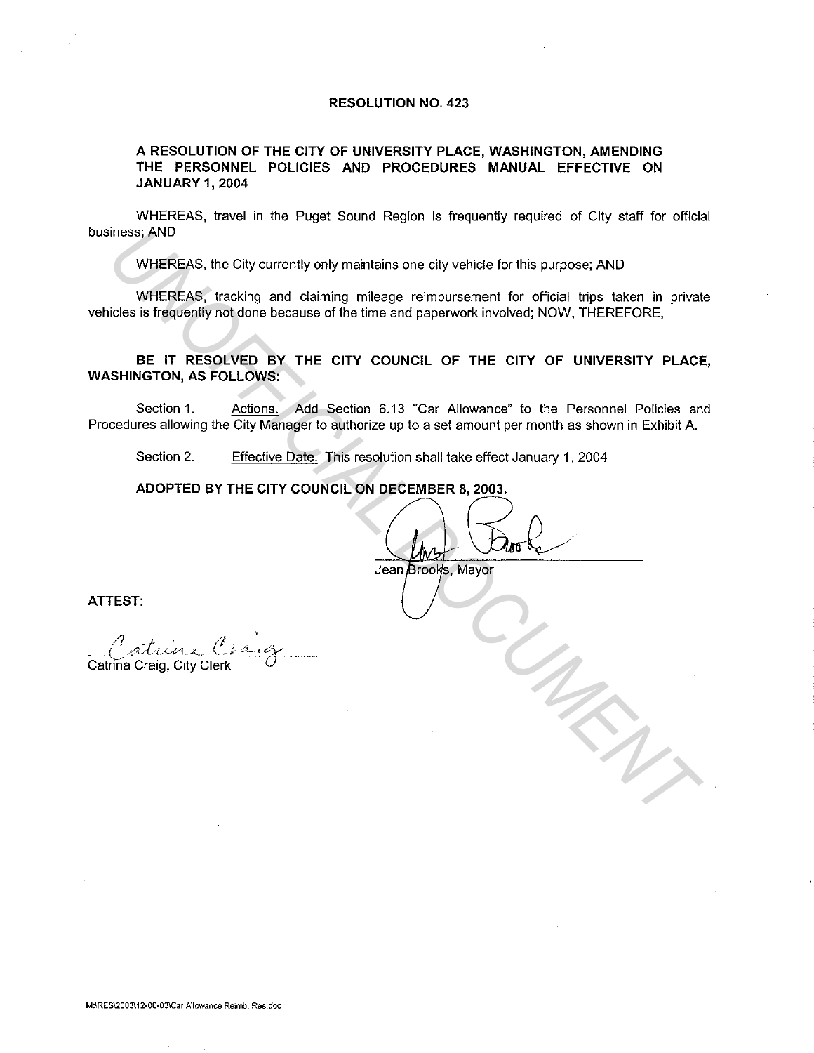# RESOLUTION NO. 423

## A RESOLUTION OF THE CITY OF UNIVERSITY PLACE, WASHINGTON, AMENDING THE PERSONNEL POLICIES AND PROCEDURES MANUAL EFFECTIVE ON JANUARY 1, 2004

WHEREAS, travel in the Puget Sound Region is frequently required of City staff for official business; AND

WHEREAS, the City currently only maintains one city vehicle for this purpose; AND

WHEREAS, tracking and claiming mileage reimbursement for official trips taken in private vehicles is frequently not done because of the time and paperwork involved; NOW, THEREFORE,

**BE IT RESOLVED BY THE CITY COUNCIL OF THE CITY OF UNIVERSITY PLACE, WASHINGTON, AS FOLLOWS:**

Section 1. Actions. Add Section 6.13 "Car Allowance" to the Personnel Policies and Procedures allowing the City Manager to authorize up to a set amount per month as shown in Exhibit A.

Section 2. Effective Date. This resolution shall take effect January 1, 2004

**ADOPTED BY THE CITY COUNCIL ON DECEMBER 8, 2003.**

Jean Brooks, Mayor

**ATTEST:**

Catrina Craig, City Clerk

M:\RES\2003\12-08-03\Car Allowance Reimb. Res.doc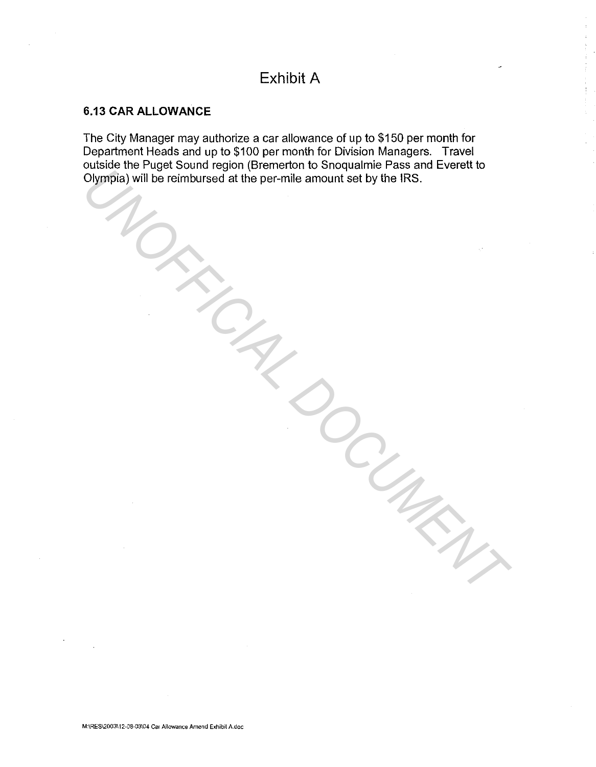# Exhibit A

### 6.13 CAR ALLOWANCE

The City Manager may authorize a car allowance of up to $150 per month for Department Heads and up to $100 per month for Division Managers. Travel outside the Puget Sound region (Bremerton to Snoqualmie Pass and Everett to Olympia) will be reimbursed at the per-mile amount set by the IRS.

UNOFFICIAL DOCUMENT

M:\RES\2003\12-08-03\04 Car Allowance Amend Exhibit A.doc